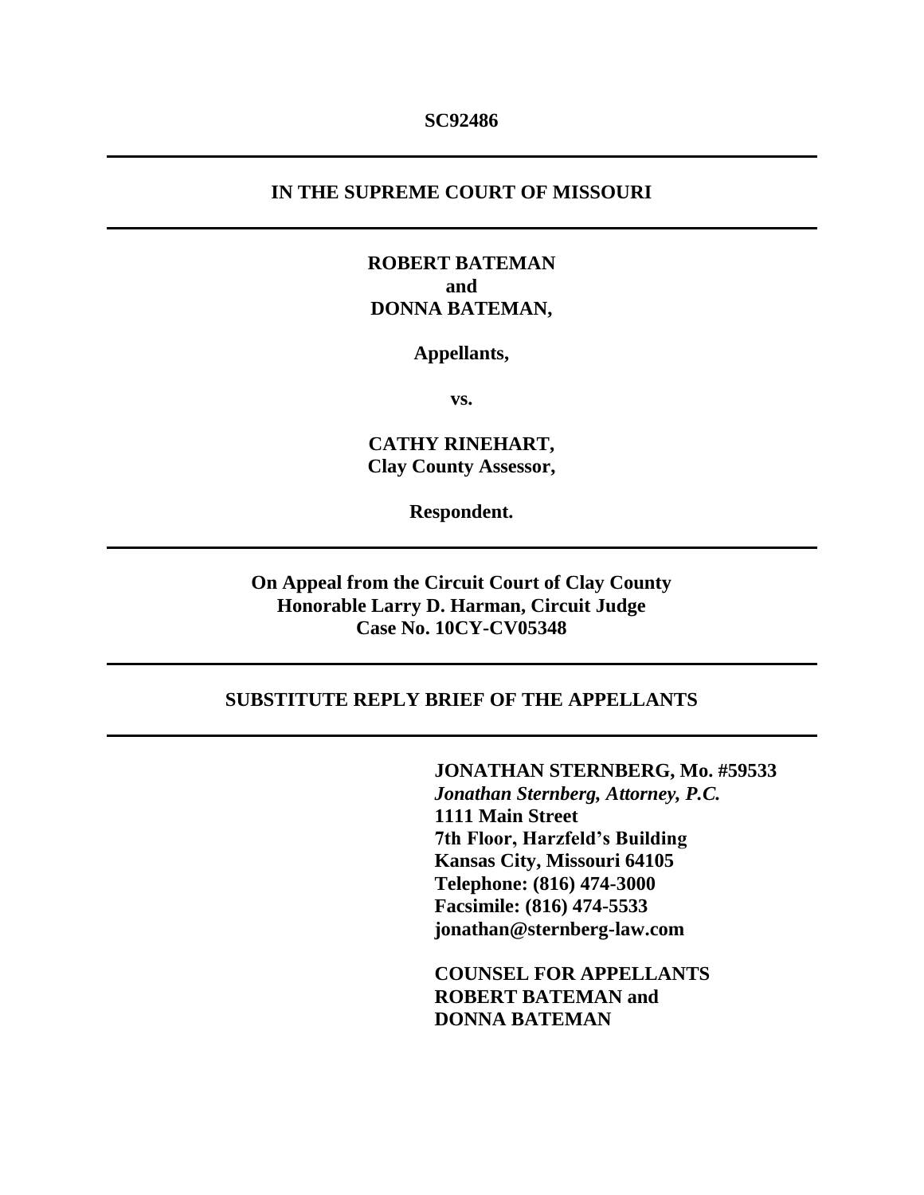**SC92486**

---

**IN THE SUPREME COURT OF MISSOURI**

---

**ROBERT BATEMAN**
**and**
**DONNA BATEMAN,**

**Appellants,**

**vs.**

**CATHY RINEHART,**
**Clay County Assessor,**

**Respondent.**

---

**On Appeal from the Circuit Court of Clay County**
**Honorable Larry D. Harman, Circuit Judge**
**Case No. 10CY-CV05348**

---

**SUBSTITUTE REPLY BRIEF OF THE APPELLANTS**

---

**JONATHAN STERNBERG, Mo. #59533**
***Jonathan Sternberg, Attorney, P.C.***
**1111 Main Street**
**7th Floor, Harzfeld's Building**
**Kansas City, Missouri 64105**
**Telephone: (816) 474-3000**
**Facsimile: (816) 474-5533**
**jonathan@sternberg-law.com**

**COUNSEL FOR APPELLANTS**
**ROBERT BATEMAN and**
**DONNA BATEMAN**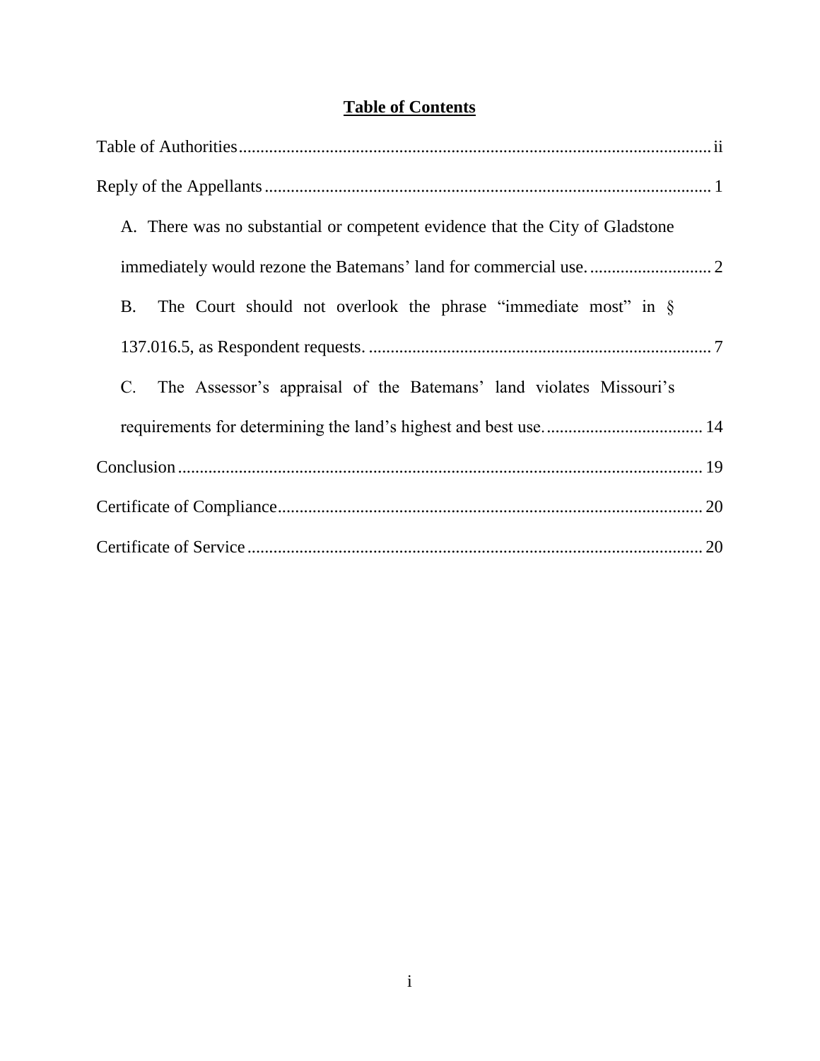# Table of Contents

Table of Authorities .......... ii

Reply of the Appellants .......... 1

A. There was no substantial or competent evidence that the City of Gladstone immediately would rezone the Batemans' land for commercial use. .......... 2

B. The Court should not overlook the phrase "immediate most" in § 137.016.5, as Respondent requests. .......... 7

C. The Assessor's appraisal of the Batemans' land violates Missouri's requirements for determining the land's highest and best use. .......... 14

Conclusion .......... 19

Certificate of Compliance .......... 20

Certificate of Service .......... 20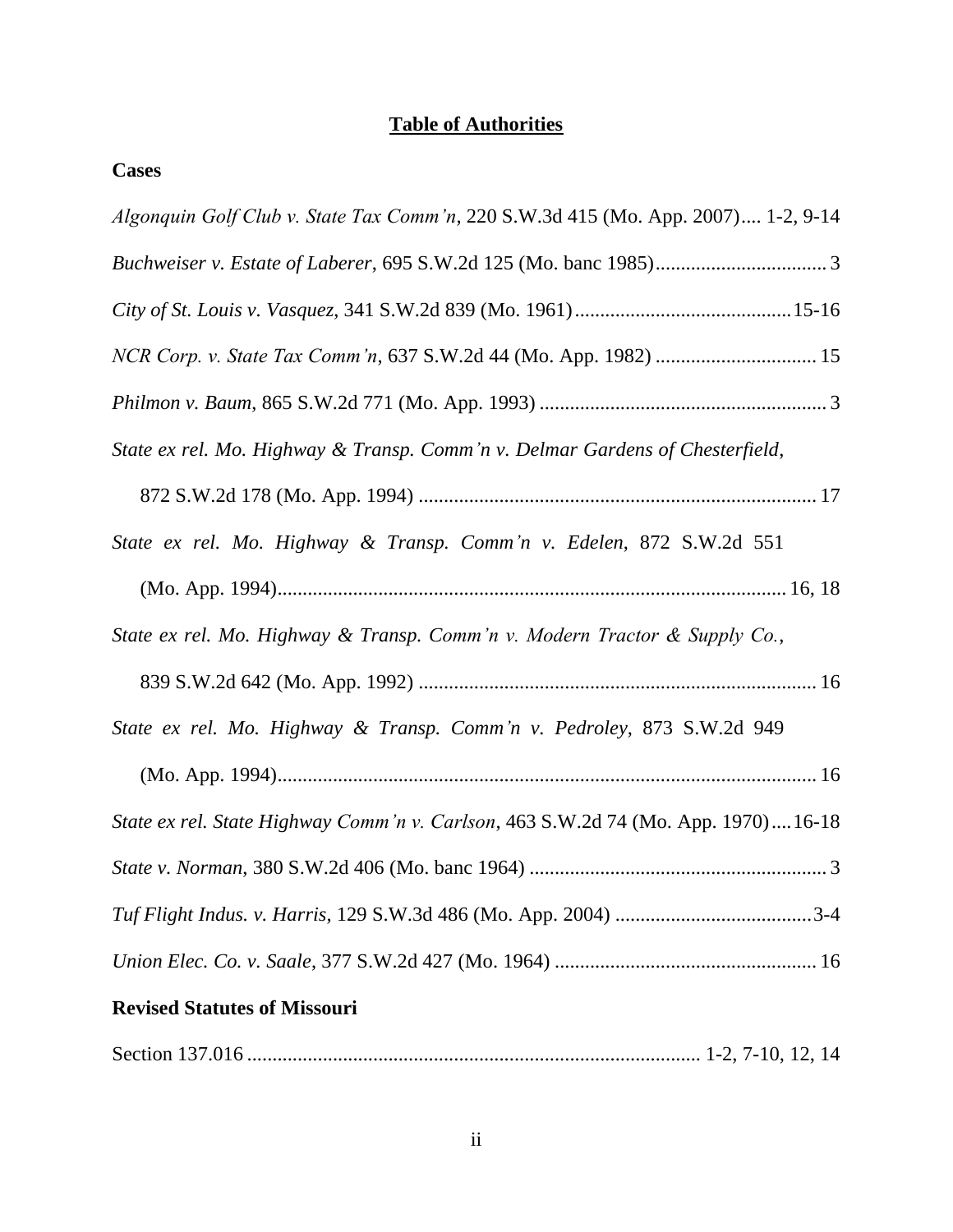# Table of Authorities

## Cases

*Algonquin Golf Club v. State Tax Comm'n*, 220 S.W.3d 415 (Mo. App. 2007).... 1-2, 9-14

*Buchweiser v. Estate of Laberer*, 695 S.W.2d 125 (Mo. banc 1985).................................. 3

*City of St. Louis v. Vasquez*, 341 S.W.2d 839 (Mo. 1961)..........................................15-16

*NCR Corp. v. State Tax Comm'n*, 637 S.W.2d 44 (Mo. App. 1982) ................................ 15

*Philmon v. Baum*, 865 S.W.2d 771 (Mo. App. 1993) ......................................................... 3

*State ex rel. Mo. Highway & Transp. Comm'n v. Delmar Gardens of Chesterfield*, 872 S.W.2d 178 (Mo. App. 1994) ............................................................................... 17

*State ex rel. Mo. Highway & Transp. Comm'n v. Edelen*, 872 S.W.2d 551 (Mo. App. 1994)..................................................................................................... 16, 18

*State ex rel. Mo. Highway & Transp. Comm'n v. Modern Tractor & Supply Co.*, 839 S.W.2d 642 (Mo. App. 1992) ............................................................................... 16

*State ex rel. Mo. Highway & Transp. Comm'n v. Pedroley*, 873 S.W.2d 949 (Mo. App. 1994)............................................................................................................ 16

*State ex rel. State Highway Comm'n v. Carlson*, 463 S.W.2d 74 (Mo. App. 1970)....16-18

*State v. Norman*, 380 S.W.2d 406 (Mo. banc 1964) ........................................................... 3

*Tuf Flight Indus. v. Harris*, 129 S.W.3d 486 (Mo. App. 2004) .......................................3-4

*Union Elec. Co. v. Saale*, 377 S.W.2d 427 (Mo. 1964) .................................................... 16

## Revised Statutes of Missouri

Section 137.016 .......................................................................................... 1-2, 7-10, 12, 14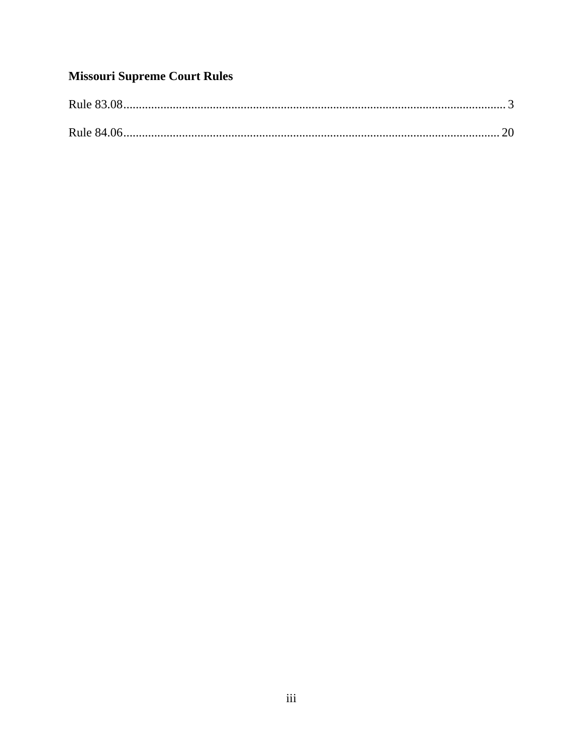**Missouri Supreme Court Rules**

Rule 83.08........................................................................................................................ 3

Rule 84.06...................................................................................................................... 20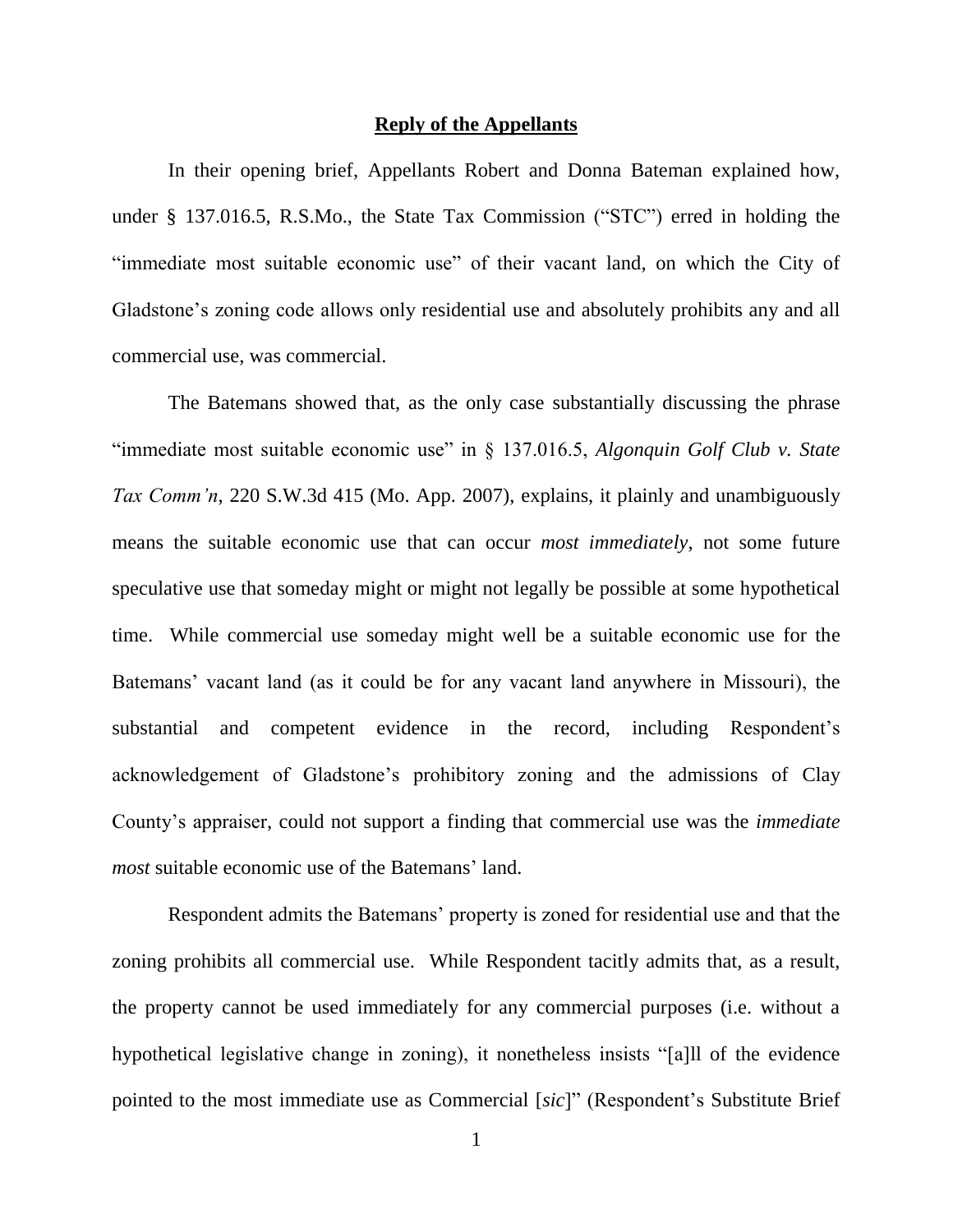**Reply of the Appellants**

In their opening brief, Appellants Robert and Donna Bateman explained how, under § 137.016.5, R.S.Mo., the State Tax Commission ("STC") erred in holding the "immediate most suitable economic use" of their vacant land, on which the City of Gladstone's zoning code allows only residential use and absolutely prohibits any and all commercial use, was commercial.

The Batemans showed that, as the only case substantially discussing the phrase "immediate most suitable economic use" in § 137.016.5, *Algonquin Golf Club v. State Tax Comm'n*, 220 S.W.3d 415 (Mo. App. 2007), explains, it plainly and unambiguously means the suitable economic use that can occur *most immediately*, not some future speculative use that someday might or might not legally be possible at some hypothetical time. While commercial use someday might well be a suitable economic use for the Batemans' vacant land (as it could be for any vacant land anywhere in Missouri), the substantial and competent evidence in the record, including Respondent's acknowledgement of Gladstone's prohibitory zoning and the admissions of Clay County's appraiser, could not support a finding that commercial use was the *immediate most* suitable economic use of the Batemans' land.

Respondent admits the Batemans' property is zoned for residential use and that the zoning prohibits all commercial use. While Respondent tacitly admits that, as a result, the property cannot be used immediately for any commercial purposes (i.e. without a hypothetical legislative change in zoning), it nonetheless insists "[a]ll of the evidence pointed to the most immediate use as Commercial [*sic*]" (Respondent's Substitute Brief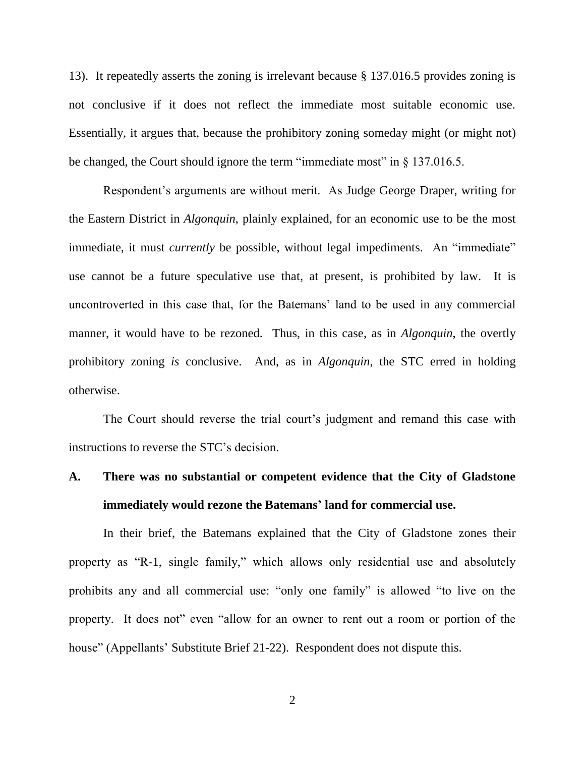13). It repeatedly asserts the zoning is irrelevant because § 137.016.5 provides zoning is not conclusive if it does not reflect the immediate most suitable economic use. Essentially, it argues that, because the prohibitory zoning someday might (or might not) be changed, the Court should ignore the term "immediate most" in § 137.016.5.

Respondent's arguments are without merit. As Judge George Draper, writing for the Eastern District in *Algonquin*, plainly explained, for an economic use to be the most immediate, it must *currently* be possible, without legal impediments. An "immediate" use cannot be a future speculative use that, at present, is prohibited by law. It is uncontroverted in this case that, for the Batemans' land to be used in any commercial manner, it would have to be rezoned. Thus, in this case, as in *Algonquin*, the overtly prohibitory zoning *is* conclusive. And, as in *Algonquin*, the STC erred in holding otherwise.

The Court should reverse the trial court's judgment and remand this case with instructions to reverse the STC's decision.

## A. There was no substantial or competent evidence that the City of Gladstone immediately would rezone the Batemans' land for commercial use.

In their brief, the Batemans explained that the City of Gladstone zones their property as "R-1, single family," which allows only residential use and absolutely prohibits any and all commercial use: "only one family" is allowed "to live on the property. It does not" even "allow for an owner to rent out a room or portion of the house" (Appellants' Substitute Brief 21-22). Respondent does not dispute this.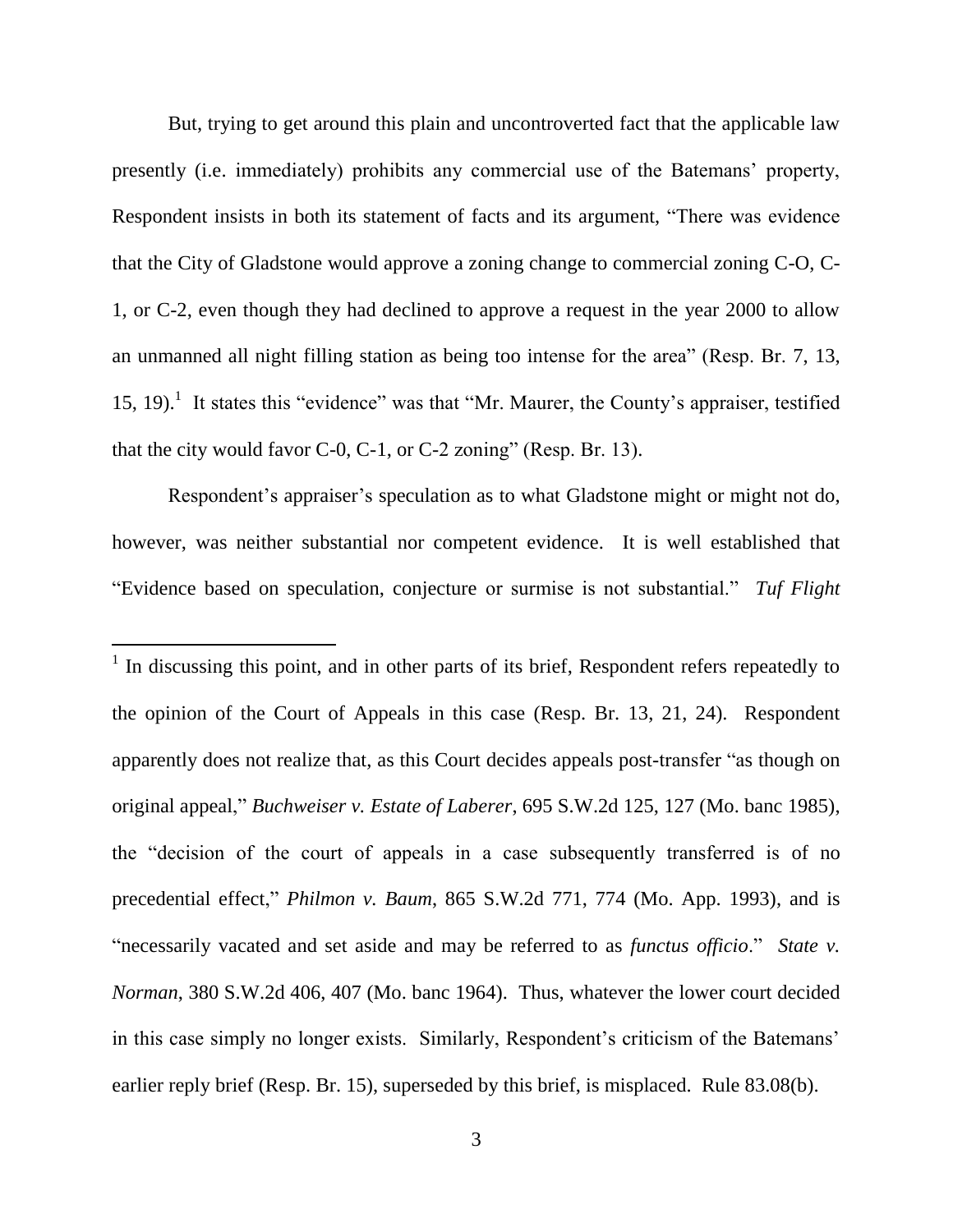But, trying to get around this plain and uncontroverted fact that the applicable law presently (i.e. immediately) prohibits any commercial use of the Batemans' property, Respondent insists in both its statement of facts and its argument, "There was evidence that the City of Gladstone would approve a zoning change to commercial zoning C-O, C-1, or C-2, even though they had declined to approve a request in the year 2000 to allow an unmanned all night filling station as being too intense for the area" (Resp. Br. 7, 13, 15, 19).[1] It states this "evidence" was that "Mr. Maurer, the County's appraiser, testified that the city would favor C-0, C-1, or C-2 zoning" (Resp. Br. 13).

Respondent's appraiser's speculation as to what Gladstone might or might not do, however, was neither substantial nor competent evidence. It is well established that "Evidence based on speculation, conjecture or surmise is not substantial." *Tuf Flight*

---

[1] In discussing this point, and in other parts of its brief, Respondent refers repeatedly to the opinion of the Court of Appeals in this case (Resp. Br. 13, 21, 24). Respondent apparently does not realize that, as this Court decides appeals post-transfer "as though on original appeal," *Buchweiser v. Estate of Laberer*, 695 S.W.2d 125, 127 (Mo. banc 1985), the "decision of the court of appeals in a case subsequently transferred is of no precedential effect," *Philmon v. Baum*, 865 S.W.2d 771, 774 (Mo. App. 1993), and is "necessarily vacated and set aside and may be referred to as *functus officio*." *State v. Norman*, 380 S.W.2d 406, 407 (Mo. banc 1964). Thus, whatever the lower court decided in this case simply no longer exists. Similarly, Respondent's criticism of the Batemans' earlier reply brief (Resp. Br. 15), superseded by this brief, is misplaced. Rule 83.08(b).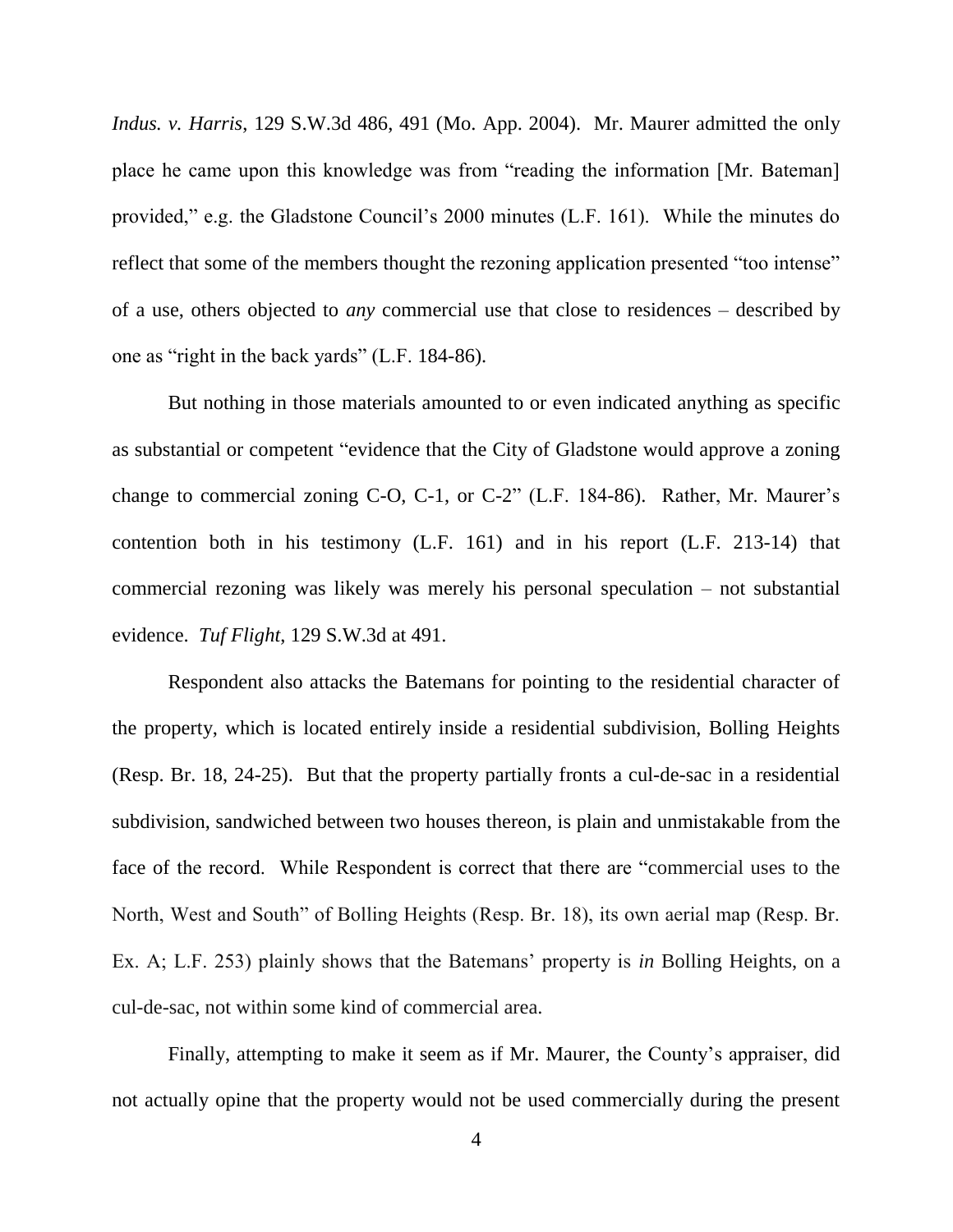*Indus. v. Harris*, 129 S.W.3d 486, 491 (Mo. App. 2004). Mr. Maurer admitted the only place he came upon this knowledge was from "reading the information [Mr. Bateman] provided," e.g. the Gladstone Council's 2000 minutes (L.F. 161). While the minutes do reflect that some of the members thought the rezoning application presented "too intense" of a use, others objected to *any* commercial use that close to residences – described by one as "right in the back yards" (L.F. 184-86).

But nothing in those materials amounted to or even indicated anything as specific as substantial or competent "evidence that the City of Gladstone would approve a zoning change to commercial zoning C-O, C-1, or C-2" (L.F. 184-86). Rather, Mr. Maurer's contention both in his testimony (L.F. 161) and in his report (L.F. 213-14) that commercial rezoning was likely was merely his personal speculation – not substantial evidence. *Tuf Flight*, 129 S.W.3d at 491.

Respondent also attacks the Batemans for pointing to the residential character of the property, which is located entirely inside a residential subdivision, Bolling Heights (Resp. Br. 18, 24-25). But that the property partially fronts a cul-de-sac in a residential subdivision, sandwiched between two houses thereon, is plain and unmistakable from the face of the record. While Respondent is correct that there are "commercial uses to the North, West and South" of Bolling Heights (Resp. Br. 18), its own aerial map (Resp. Br. Ex. A; L.F. 253) plainly shows that the Batemans' property is *in* Bolling Heights, on a cul-de-sac, not within some kind of commercial area.

Finally, attempting to make it seem as if Mr. Maurer, the County's appraiser, did not actually opine that the property would not be used commercially during the present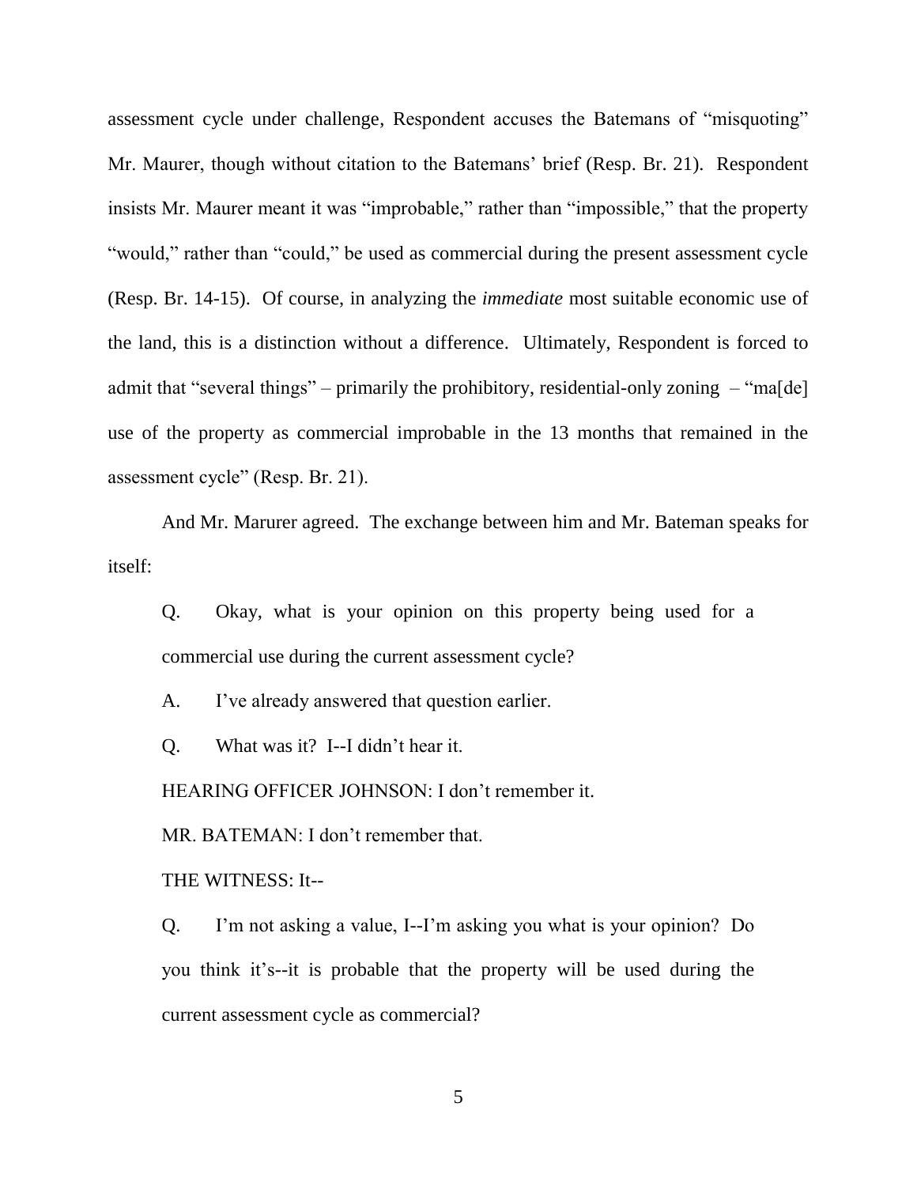assessment cycle under challenge, Respondent accuses the Batemans of "misquoting" Mr. Maurer, though without citation to the Batemans' brief (Resp. Br. 21). Respondent insists Mr. Maurer meant it was "improbable," rather than "impossible," that the property "would," rather than "could," be used as commercial during the present assessment cycle (Resp. Br. 14-15). Of course, in analyzing the *immediate* most suitable economic use of the land, this is a distinction without a difference. Ultimately, Respondent is forced to admit that "several things" – primarily the prohibitory, residential-only zoning – "ma[de] use of the property as commercial improbable in the 13 months that remained in the assessment cycle" (Resp. Br. 21).

And Mr. Marurer agreed. The exchange between him and Mr. Bateman speaks for itself:

> Q. Okay, what is your opinion on this property being used for a commercial use during the current assessment cycle?
>
> A. I've already answered that question earlier.
>
> Q. What was it? I--I didn't hear it.
>
> HEARING OFFICER JOHNSON: I don't remember it.
>
> MR. BATEMAN: I don't remember that.
>
> THE WITNESS: It--
>
> Q. I'm not asking a value, I--I'm asking you what is your opinion? Do you think it's--it is probable that the property will be used during the current assessment cycle as commercial?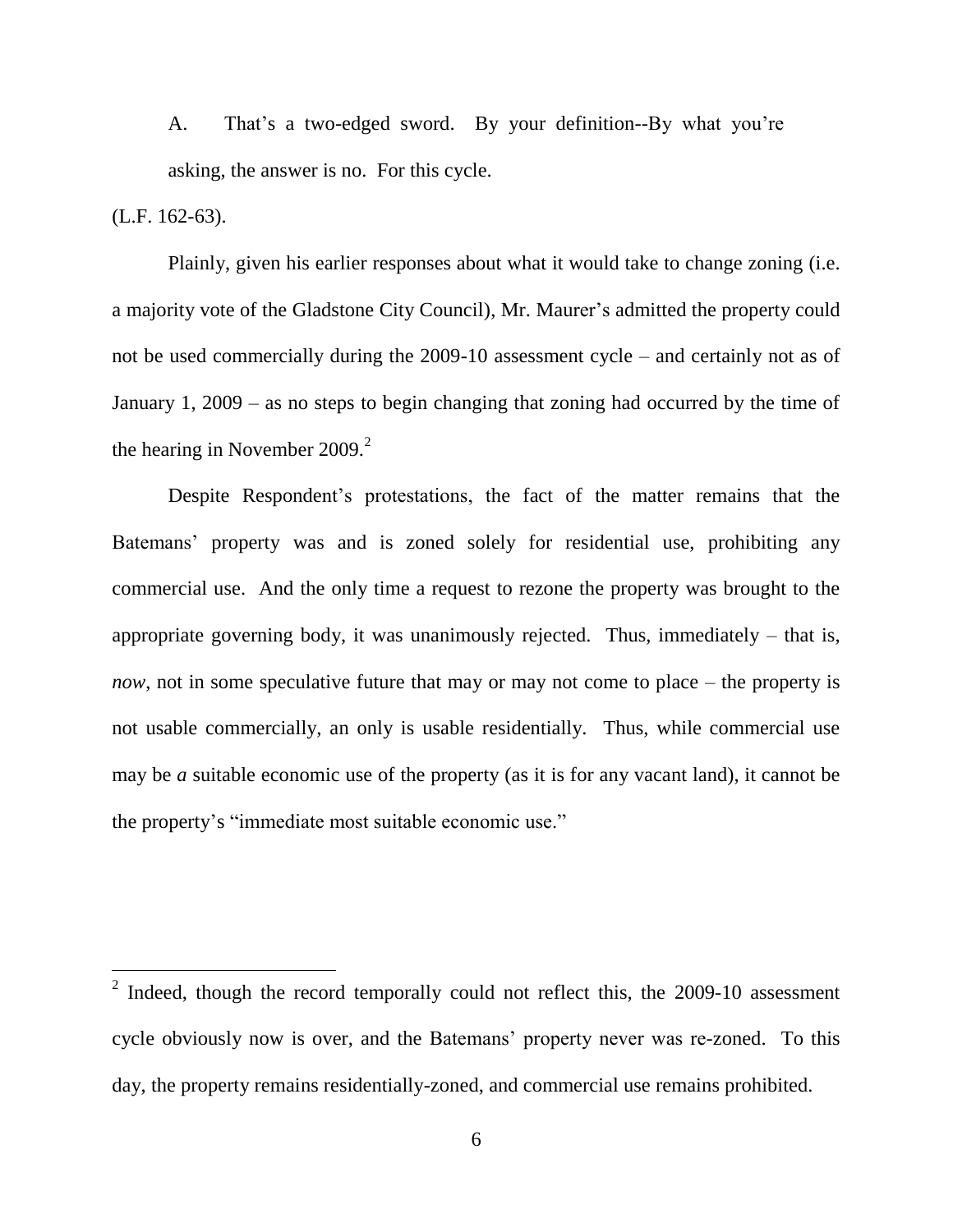A. That's a two-edged sword. By your definition--By what you're asking, the answer is no. For this cycle.

(L.F. 162-63).

Plainly, given his earlier responses about what it would take to change zoning (i.e. a majority vote of the Gladstone City Council), Mr. Maurer's admitted the property could not be used commercially during the 2009-10 assessment cycle – and certainly not as of January 1, 2009 – as no steps to begin changing that zoning had occurred by the time of the hearing in November 2009.[2]

Despite Respondent's protestations, the fact of the matter remains that the Batemans' property was and is zoned solely for residential use, prohibiting any commercial use. And the only time a request to rezone the property was brought to the appropriate governing body, it was unanimously rejected. Thus, immediately – that is, *now*, not in some speculative future that may or may not come to place – the property is not usable commercially, an only is usable residentially. Thus, while commercial use may be ***a*** suitable economic use of the property (as it is for any vacant land), it cannot be the property's "immediate most suitable economic use."

---

[2] Indeed, though the record temporally could not reflect this, the 2009-10 assessment cycle obviously now is over, and the Batemans' property never was re-zoned. To this day, the property remains residentially-zoned, and commercial use remains prohibited.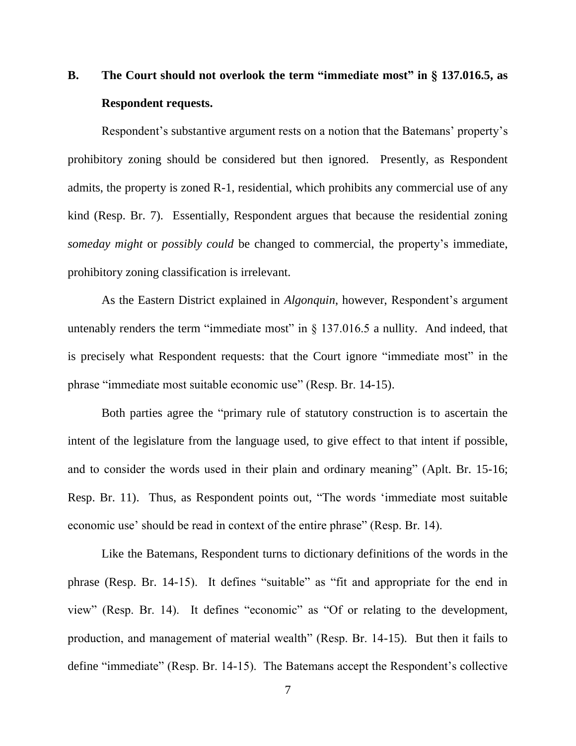## B. The Court should not overlook the term "immediate most" in § 137.016.5, as Respondent requests.

Respondent's substantive argument rests on a notion that the Batemans' property's prohibitory zoning should be considered but then ignored. Presently, as Respondent admits, the property is zoned R-1, residential, which prohibits any commercial use of any kind (Resp. Br. 7). Essentially, Respondent argues that because the residential zoning *someday might* or *possibly could* be changed to commercial, the property's immediate, prohibitory zoning classification is irrelevant.

As the Eastern District explained in *Algonquin*, however, Respondent's argument untenably renders the term "immediate most" in § 137.016.5 a nullity. And indeed, that is precisely what Respondent requests: that the Court ignore "immediate most" in the phrase "immediate most suitable economic use" (Resp. Br. 14-15).

Both parties agree the "primary rule of statutory construction is to ascertain the intent of the legislature from the language used, to give effect to that intent if possible, and to consider the words used in their plain and ordinary meaning" (Aplt. Br. 15-16; Resp. Br. 11). Thus, as Respondent points out, "The words 'immediate most suitable economic use' should be read in context of the entire phrase" (Resp. Br. 14).

Like the Batemans, Respondent turns to dictionary definitions of the words in the phrase (Resp. Br. 14-15). It defines "suitable" as "fit and appropriate for the end in view" (Resp. Br. 14). It defines "economic" as "Of or relating to the development, production, and management of material wealth" (Resp. Br. 14-15). But then it fails to define "immediate" (Resp. Br. 14-15). The Batemans accept the Respondent's collective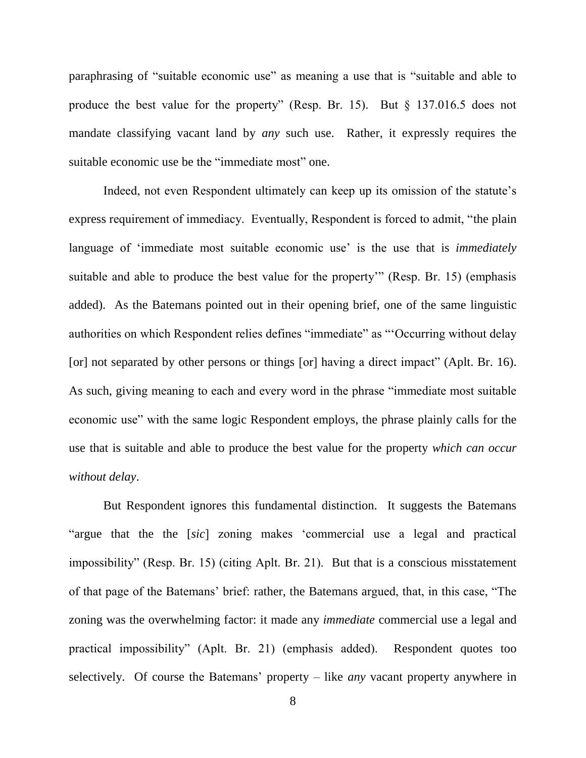paraphrasing of "suitable economic use" as meaning a use that is "suitable and able to produce the best value for the property" (Resp. Br. 15). But § 137.016.5 does not mandate classifying vacant land by *any* such use. Rather, it expressly requires the suitable economic use be the "immediate most" one.

Indeed, not even Respondent ultimately can keep up its omission of the statute's express requirement of immediacy. Eventually, Respondent is forced to admit, "the plain language of 'immediate most suitable economic use' is the use that is *immediately* suitable and able to produce the best value for the property'" (Resp. Br. 15) (emphasis added). As the Batemans pointed out in their opening brief, one of the same linguistic authorities on which Respondent relies defines "immediate" as "'Occurring without delay [or] not separated by other persons or things [or] having a direct impact" (Aplt. Br. 16). As such, giving meaning to each and every word in the phrase "immediate most suitable economic use" with the same logic Respondent employs, the phrase plainly calls for the use that is suitable and able to produce the best value for the property *which can occur without delay*.

But Respondent ignores this fundamental distinction. It suggests the Batemans "argue that the the [*sic*] zoning makes 'commercial use a legal and practical impossibility" (Resp. Br. 15) (citing Aplt. Br. 21). But that is a conscious misstatement of that page of the Batemans' brief: rather, the Batemans argued, that, in this case, "The zoning was the overwhelming factor: it made any *immediate* commercial use a legal and practical impossibility" (Aplt. Br. 21) (emphasis added). Respondent quotes too selectively. Of course the Batemans' property – like *any* vacant property anywhere in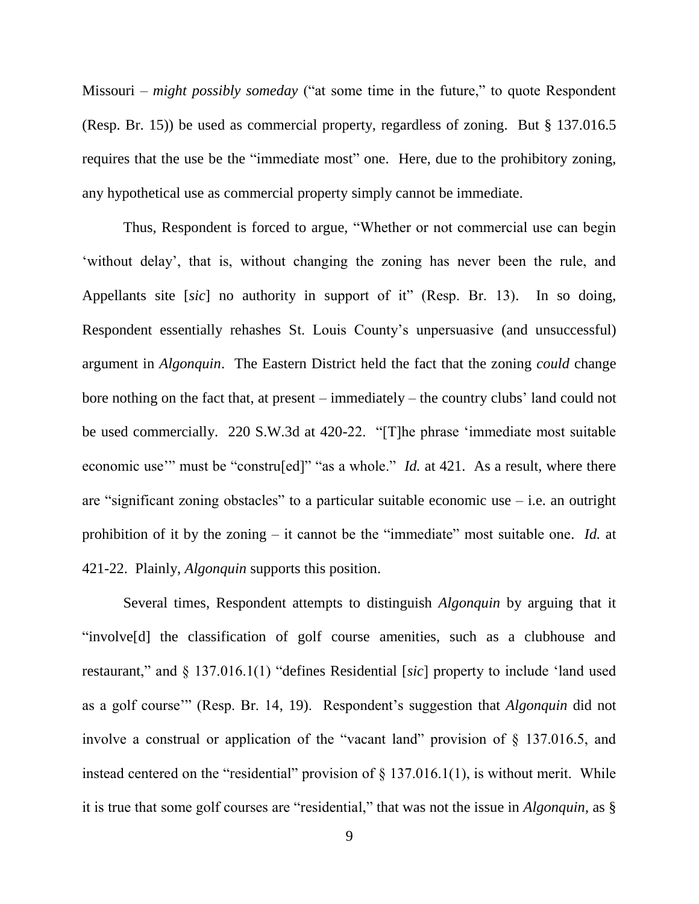Missouri – *might possibly someday* ("at some time in the future," to quote Respondent (Resp. Br. 15)) be used as commercial property, regardless of zoning. But § 137.016.5 requires that the use be the "immediate most" one. Here, due to the prohibitory zoning, any hypothetical use as commercial property simply cannot be immediate.

Thus, Respondent is forced to argue, "Whether or not commercial use can begin 'without delay', that is, without changing the zoning has never been the rule, and Appellants site [*sic*] no authority in support of it" (Resp. Br. 13). In so doing, Respondent essentially rehashes St. Louis County's unpersuasive (and unsuccessful) argument in *Algonquin*. The Eastern District held the fact that the zoning *could* change bore nothing on the fact that, at present – immediately – the country clubs' land could not be used commercially. 220 S.W.3d at 420-22. "[T]he phrase 'immediate most suitable economic use'" must be "constru[ed]" "as a whole." *Id.* at 421. As a result, where there are "significant zoning obstacles" to a particular suitable economic use – i.e. an outright prohibition of it by the zoning – it cannot be the "immediate" most suitable one. *Id.* at 421-22. Plainly, *Algonquin* supports this position.

Several times, Respondent attempts to distinguish *Algonquin* by arguing that it "involve[d] the classification of golf course amenities, such as a clubhouse and restaurant," and § 137.016.1(1) "defines Residential [*sic*] property to include 'land used as a golf course'" (Resp. Br. 14, 19). Respondent's suggestion that *Algonquin* did not involve a construal or application of the "vacant land" provision of § 137.016.5, and instead centered on the "residential" provision of § 137.016.1(1), is without merit. While it is true that some golf courses are "residential," that was not the issue in *Algonquin*, as §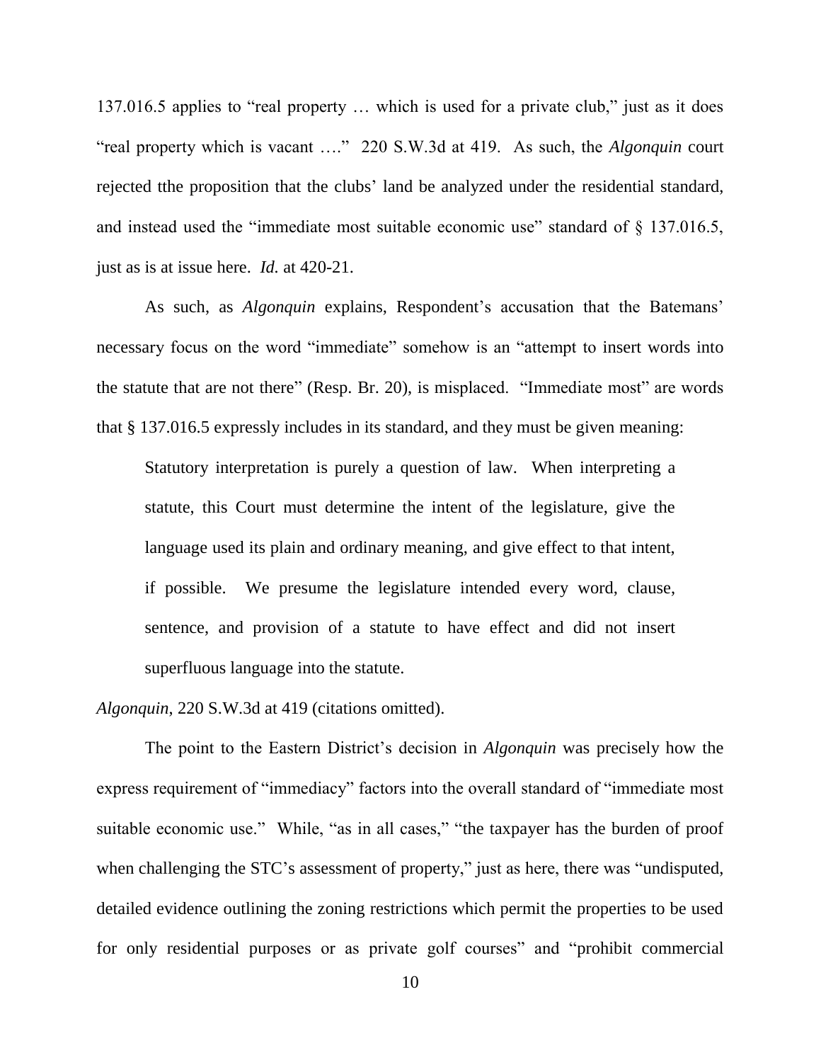137.016.5 applies to "real property … which is used for a private club," just as it does "real property which is vacant …." 220 S.W.3d at 419. As such, the *Algonquin* court rejected tthe proposition that the clubs' land be analyzed under the residential standard, and instead used the "immediate most suitable economic use" standard of § 137.016.5, just as is at issue here. *Id.* at 420-21.

As such, as *Algonquin* explains, Respondent's accusation that the Batemans' necessary focus on the word "immediate" somehow is an "attempt to insert words into the statute that are not there" (Resp. Br. 20), is misplaced. "Immediate most" are words that § 137.016.5 expressly includes in its standard, and they must be given meaning:

> Statutory interpretation is purely a question of law. When interpreting a statute, this Court must determine the intent of the legislature, give the language used its plain and ordinary meaning, and give effect to that intent, if possible. We presume the legislature intended every word, clause, sentence, and provision of a statute to have effect and did not insert superfluous language into the statute.

*Algonquin*, 220 S.W.3d at 419 (citations omitted).

The point to the Eastern District's decision in *Algonquin* was precisely how the express requirement of "immediacy" factors into the overall standard of "immediate most suitable economic use." While, "as in all cases," "the taxpayer has the burden of proof when challenging the STC's assessment of property," just as here, there was "undisputed, detailed evidence outlining the zoning restrictions which permit the properties to be used for only residential purposes or as private golf courses" and "prohibit commercial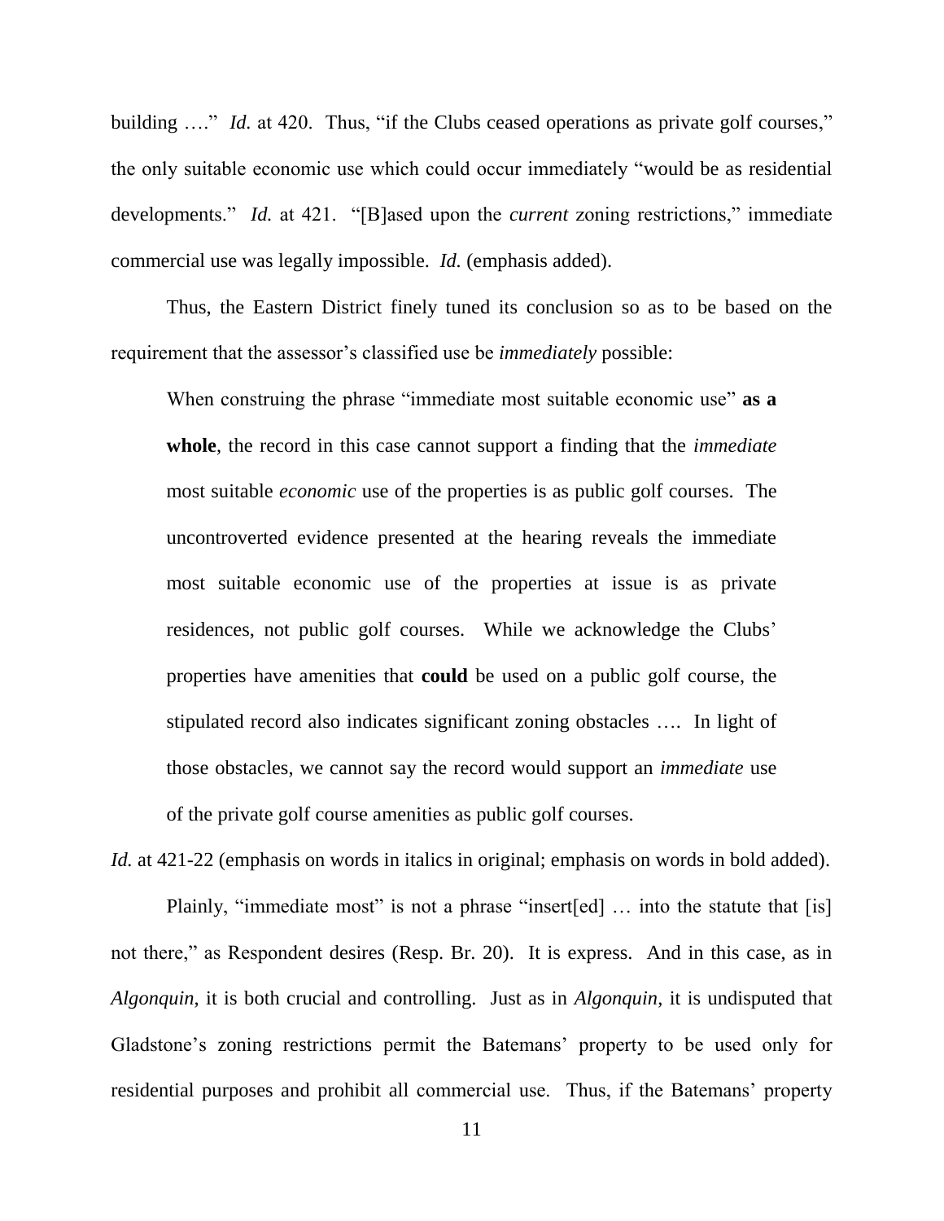building …." *Id.* at 420. Thus, "if the Clubs ceased operations as private golf courses," the only suitable economic use which could occur immediately "would be as residential developments." *Id.* at 421. "[B]ased upon the *current* zoning restrictions," immediate commercial use was legally impossible. *Id.* (emphasis added).

Thus, the Eastern District finely tuned its conclusion so as to be based on the requirement that the assessor's classified use be *immediately* possible:

> When construing the phrase "immediate most suitable economic use" **as a whole**, the record in this case cannot support a finding that the *immediate* most suitable *economic* use of the properties is as public golf courses. The uncontroverted evidence presented at the hearing reveals the immediate most suitable economic use of the properties at issue is as private residences, not public golf courses. While we acknowledge the Clubs' properties have amenities that **could** be used on a public golf course, the stipulated record also indicates significant zoning obstacles …. In light of those obstacles, we cannot say the record would support an *immediate* use of the private golf course amenities as public golf courses.

*Id.* at 421-22 (emphasis on words in italics in original; emphasis on words in bold added).

Plainly, "immediate most" is not a phrase "insert[ed] … into the statute that [is] not there," as Respondent desires (Resp. Br. 20). It is express. And in this case, as in *Algonquin*, it is both crucial and controlling. Just as in *Algonquin*, it is undisputed that Gladstone's zoning restrictions permit the Batemans' property to be used only for residential purposes and prohibit all commercial use. Thus, if the Batemans' property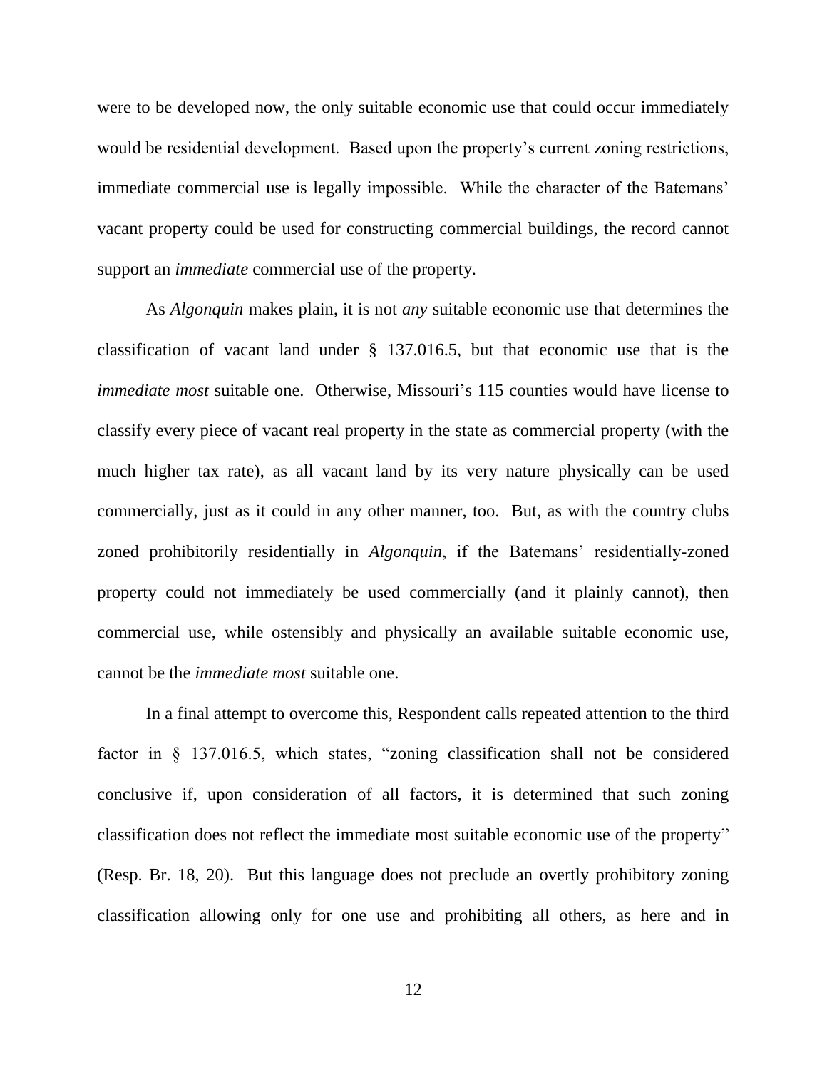were to be developed now, the only suitable economic use that could occur immediately would be residential development. Based upon the property's current zoning restrictions, immediate commercial use is legally impossible. While the character of the Batemans' vacant property could be used for constructing commercial buildings, the record cannot support an *immediate* commercial use of the property.

As *Algonquin* makes plain, it is not *any* suitable economic use that determines the classification of vacant land under § 137.016.5, but that economic use that is the *immediate most* suitable one. Otherwise, Missouri's 115 counties would have license to classify every piece of vacant real property in the state as commercial property (with the much higher tax rate), as all vacant land by its very nature physically can be used commercially, just as it could in any other manner, too. But, as with the country clubs zoned prohibitorily residentially in *Algonquin*, if the Batemans' residentially-zoned property could not immediately be used commercially (and it plainly cannot), then commercial use, while ostensibly and physically an available suitable economic use, cannot be the *immediate most* suitable one.

In a final attempt to overcome this, Respondent calls repeated attention to the third factor in § 137.016.5, which states, "zoning classification shall not be considered conclusive if, upon consideration of all factors, it is determined that such zoning classification does not reflect the immediate most suitable economic use of the property" (Resp. Br. 18, 20). But this language does not preclude an overtly prohibitory zoning classification allowing only for one use and prohibiting all others, as here and in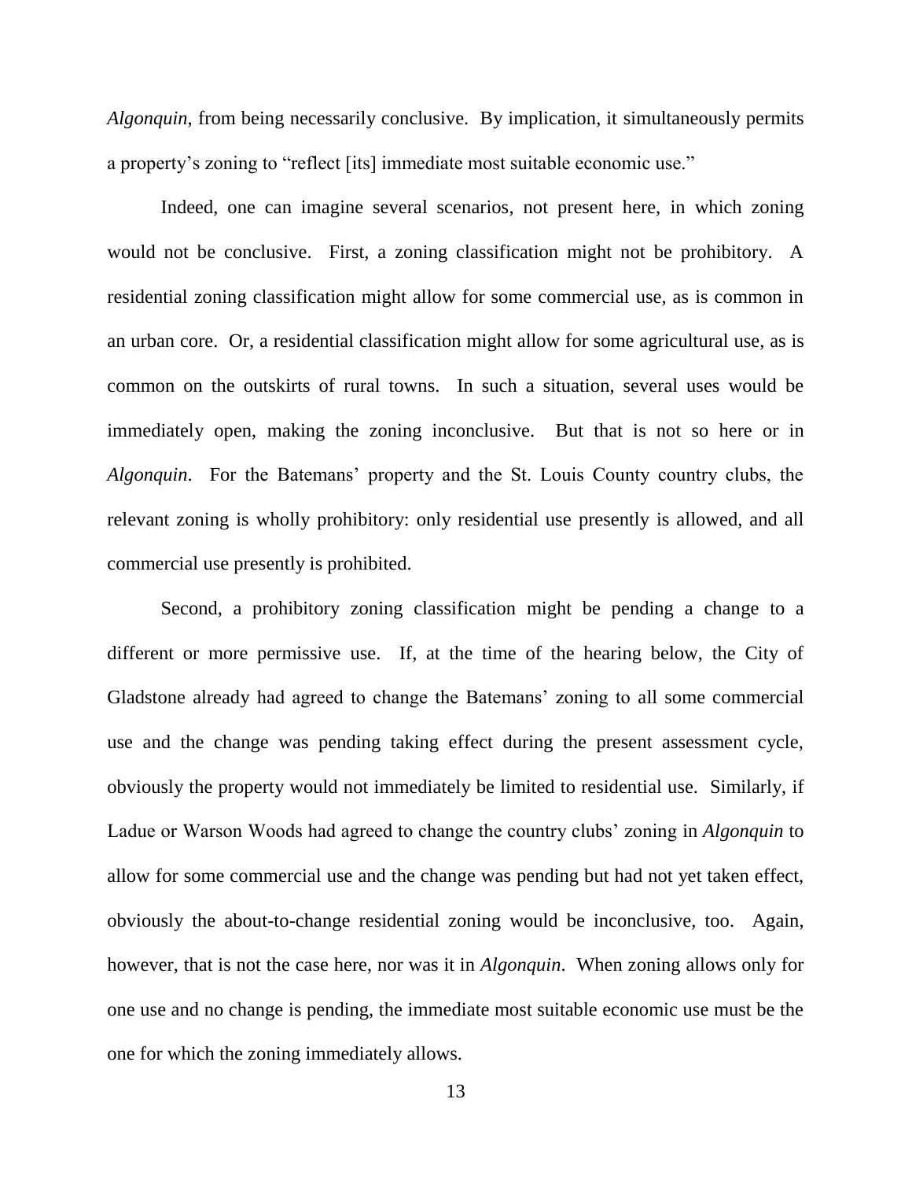*Algonquin*, from being necessarily conclusive. By implication, it simultaneously permits a property's zoning to "reflect [its] immediate most suitable economic use."

Indeed, one can imagine several scenarios, not present here, in which zoning would not be conclusive. First, a zoning classification might not be prohibitory. A residential zoning classification might allow for some commercial use, as is common in an urban core. Or, a residential classification might allow for some agricultural use, as is common on the outskirts of rural towns. In such a situation, several uses would be immediately open, making the zoning inconclusive. But that is not so here or in *Algonquin*. For the Batemans' property and the St. Louis County country clubs, the relevant zoning is wholly prohibitory: only residential use presently is allowed, and all commercial use presently is prohibited.

Second, a prohibitory zoning classification might be pending a change to a different or more permissive use. If, at the time of the hearing below, the City of Gladstone already had agreed to change the Batemans' zoning to all some commercial use and the change was pending taking effect during the present assessment cycle, obviously the property would not immediately be limited to residential use. Similarly, if Ladue or Warson Woods had agreed to change the country clubs' zoning in *Algonquin* to allow for some commercial use and the change was pending but had not yet taken effect, obviously the about-to-change residential zoning would be inconclusive, too. Again, however, that is not the case here, nor was it in *Algonquin*. When zoning allows only for one use and no change is pending, the immediate most suitable economic use must be the one for which the zoning immediately allows.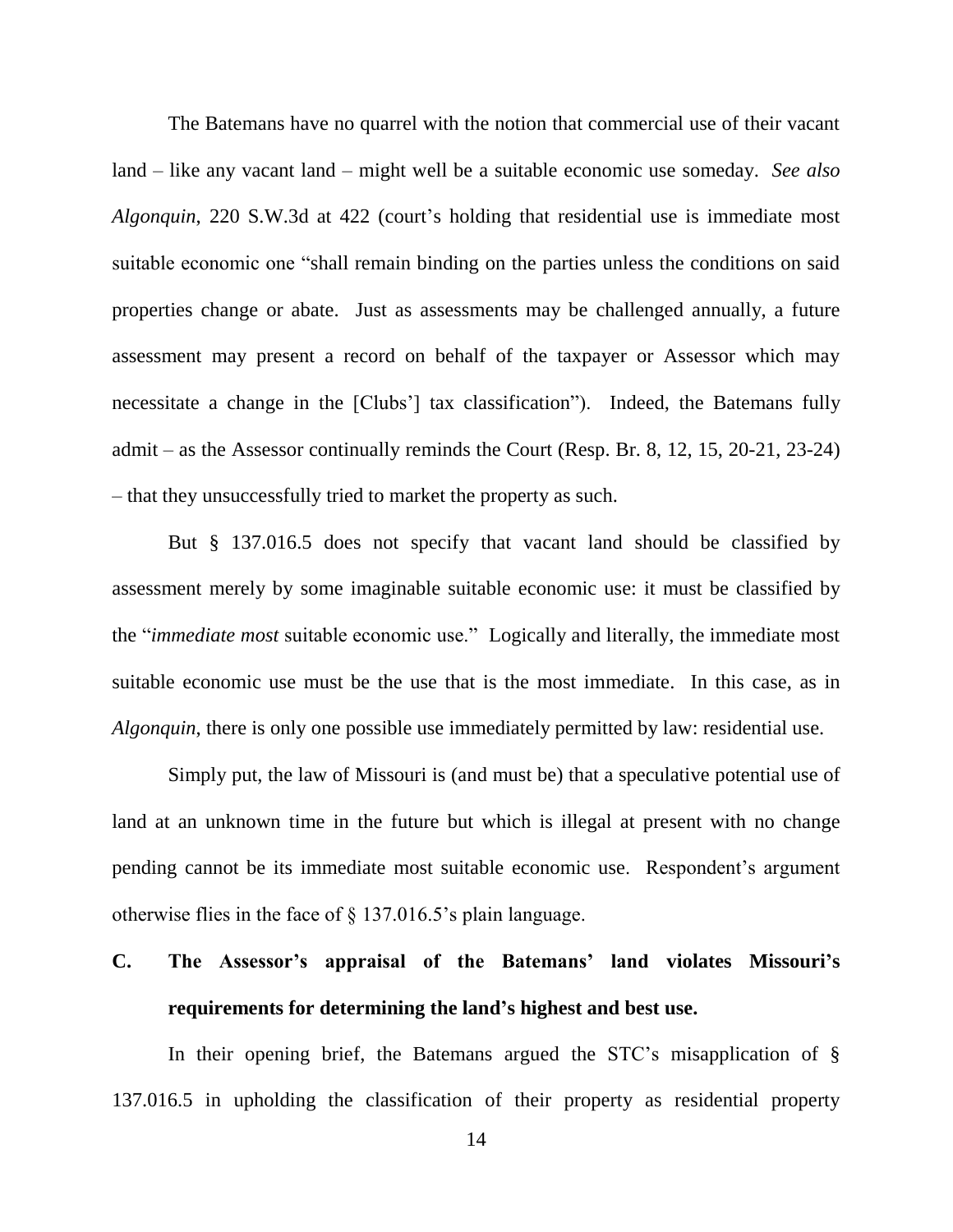The Batemans have no quarrel with the notion that commercial use of their vacant land – like any vacant land – might well be a suitable economic use someday. *See also Algonquin*, 220 S.W.3d at 422 (court's holding that residential use is immediate most suitable economic one "shall remain binding on the parties unless the conditions on said properties change or abate. Just as assessments may be challenged annually, a future assessment may present a record on behalf of the taxpayer or Assessor which may necessitate a change in the [Clubs'] tax classification"). Indeed, the Batemans fully admit – as the Assessor continually reminds the Court (Resp. Br. 8, 12, 15, 20-21, 23-24) – that they unsuccessfully tried to market the property as such.

But § 137.016.5 does not specify that vacant land should be classified by assessment merely by some imaginable suitable economic use: it must be classified by the "*immediate most* suitable economic use." Logically and literally, the immediate most suitable economic use must be the use that is the most immediate. In this case, as in *Algonquin*, there is only one possible use immediately permitted by law: residential use.

Simply put, the law of Missouri is (and must be) that a speculative potential use of land at an unknown time in the future but which is illegal at present with no change pending cannot be its immediate most suitable economic use. Respondent's argument otherwise flies in the face of § 137.016.5's plain language.

### C. The Assessor's appraisal of the Batemans' land violates Missouri's requirements for determining the land's highest and best use.

In their opening brief, the Batemans argued the STC's misapplication of § 137.016.5 in upholding the classification of their property as residential property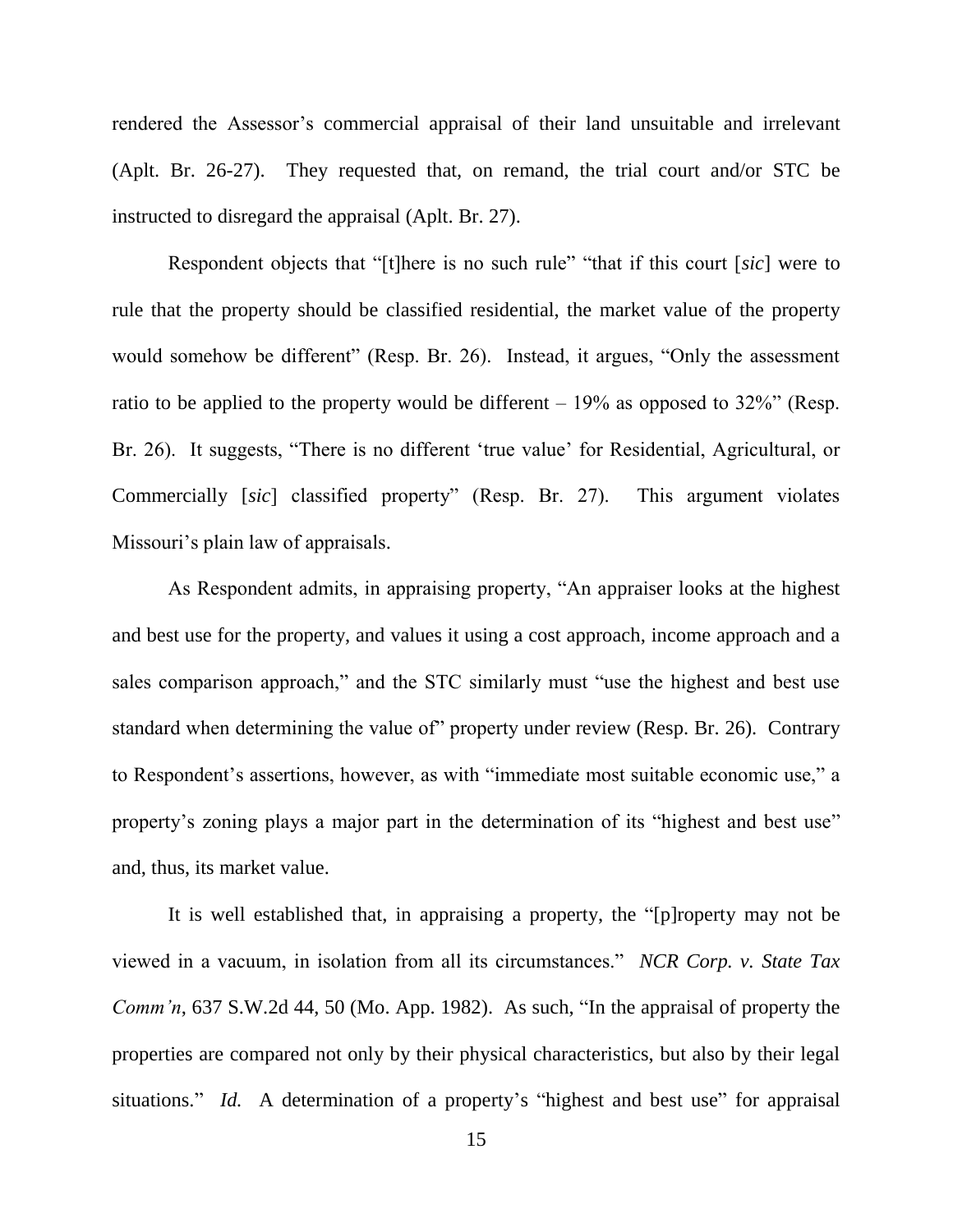rendered the Assessor's commercial appraisal of their land unsuitable and irrelevant (Aplt. Br. 26-27). They requested that, on remand, the trial court and/or STC be instructed to disregard the appraisal (Aplt. Br. 27).

Respondent objects that "[t]here is no such rule" "that if this court [*sic*] were to rule that the property should be classified residential, the market value of the property would somehow be different" (Resp. Br. 26). Instead, it argues, "Only the assessment ratio to be applied to the property would be different – 19% as opposed to 32%" (Resp. Br. 26). It suggests, "There is no different 'true value' for Residential, Agricultural, or Commercially [*sic*] classified property" (Resp. Br. 27). This argument violates Missouri's plain law of appraisals.

As Respondent admits, in appraising property, "An appraiser looks at the highest and best use for the property, and values it using a cost approach, income approach and a sales comparison approach," and the STC similarly must "use the highest and best use standard when determining the value of" property under review (Resp. Br. 26). Contrary to Respondent's assertions, however, as with "immediate most suitable economic use," a property's zoning plays a major part in the determination of its "highest and best use" and, thus, its market value.

It is well established that, in appraising a property, the "[p]roperty may not be viewed in a vacuum, in isolation from all its circumstances." *NCR Corp. v. State Tax Comm'n*, 637 S.W.2d 44, 50 (Mo. App. 1982). As such, "In the appraisal of property the properties are compared not only by their physical characteristics, but also by their legal situations." *Id.* A determination of a property's "highest and best use" for appraisal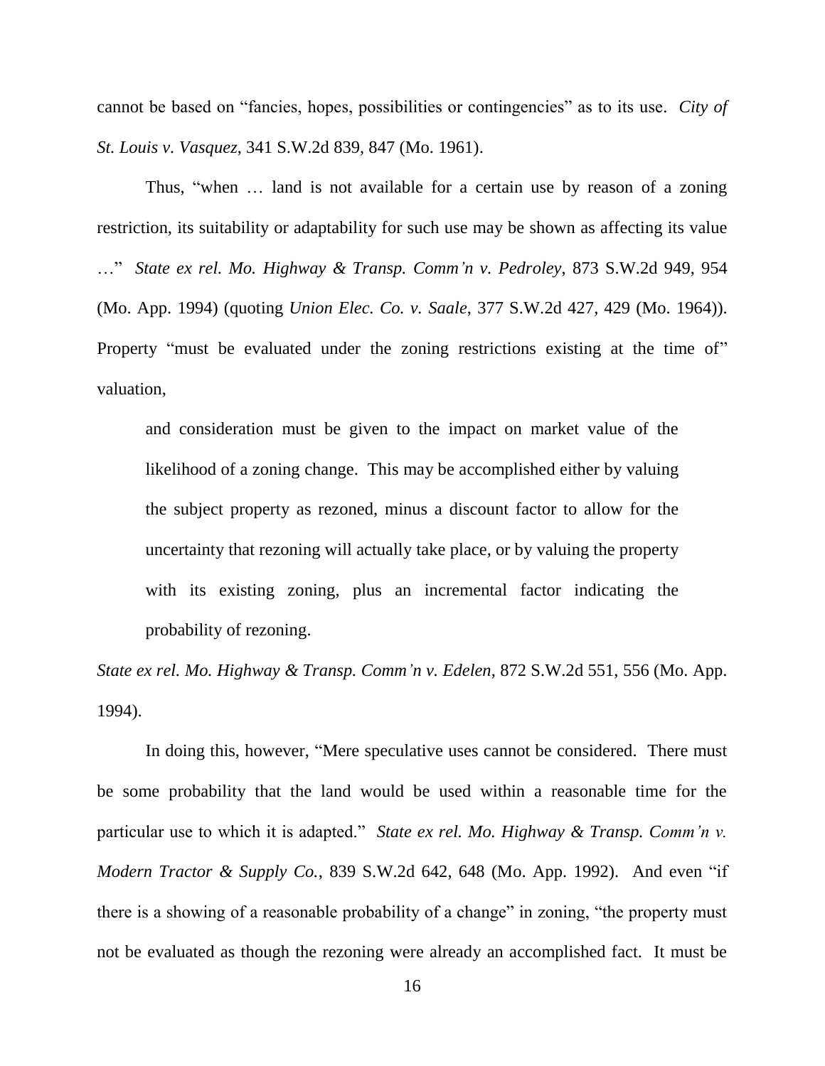cannot be based on "fancies, hopes, possibilities or contingencies" as to its use. *City of St. Louis v. Vasquez*, 341 S.W.2d 839, 847 (Mo. 1961).

Thus, "when … land is not available for a certain use by reason of a zoning restriction, its suitability or adaptability for such use may be shown as affecting its value …" *State ex rel. Mo. Highway & Transp. Comm'n v. Pedroley*, 873 S.W.2d 949, 954 (Mo. App. 1994) (quoting *Union Elec. Co. v. Saale*, 377 S.W.2d 427, 429 (Mo. 1964)). Property "must be evaluated under the zoning restrictions existing at the time of" valuation,

> and consideration must be given to the impact on market value of the likelihood of a zoning change. This may be accomplished either by valuing the subject property as rezoned, minus a discount factor to allow for the uncertainty that rezoning will actually take place, or by valuing the property with its existing zoning, plus an incremental factor indicating the probability of rezoning.

*State ex rel. Mo. Highway & Transp. Comm'n v. Edelen*, 872 S.W.2d 551, 556 (Mo. App. 1994).

In doing this, however, "Mere speculative uses cannot be considered. There must be some probability that the land would be used within a reasonable time for the particular use to which it is adapted." *State ex rel. Mo. Highway & Transp. Comm'n v. Modern Tractor & Supply Co.*, 839 S.W.2d 642, 648 (Mo. App. 1992). And even "if there is a showing of a reasonable probability of a change" in zoning, "the property must not be evaluated as though the rezoning were already an accomplished fact. It must be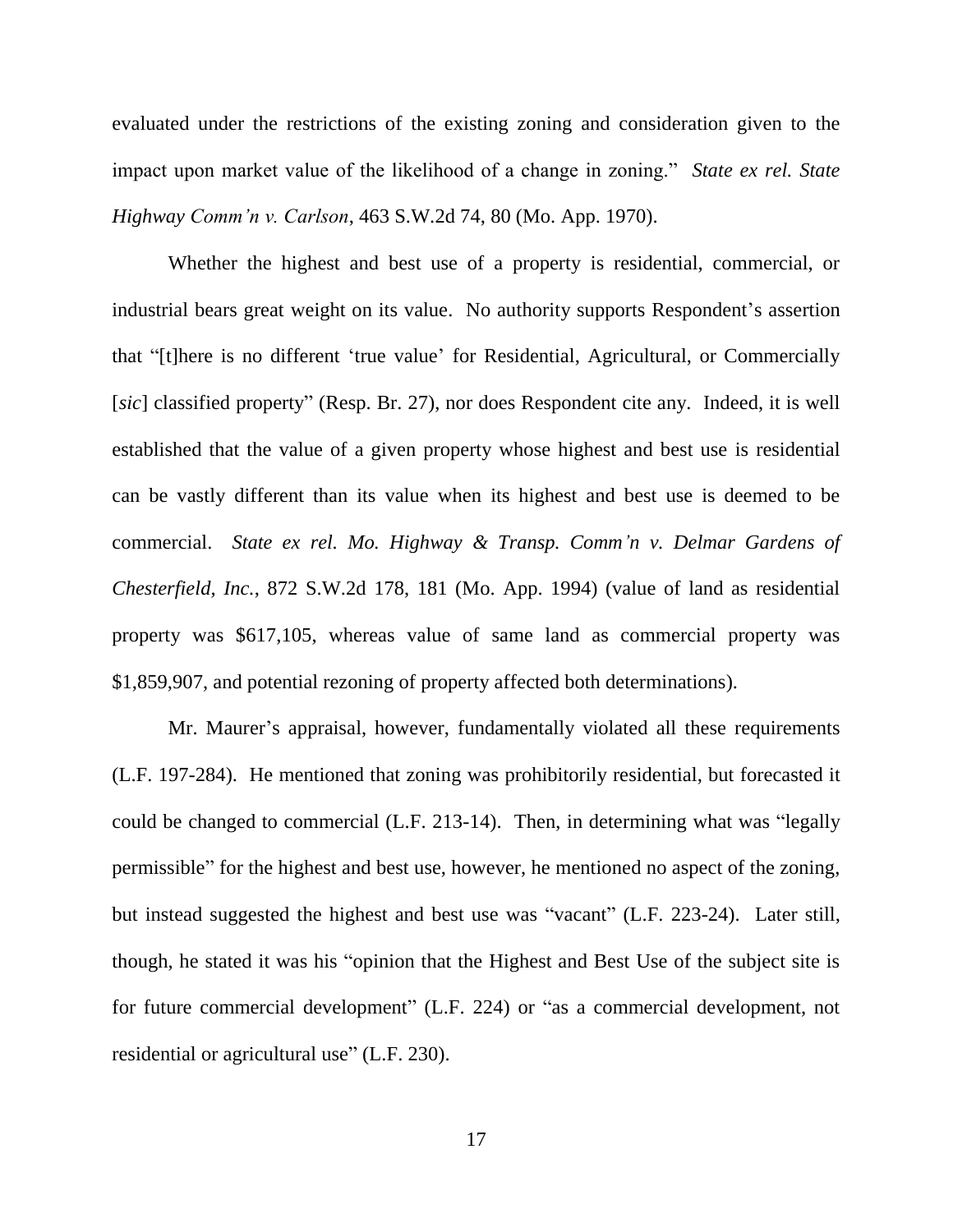evaluated under the restrictions of the existing zoning and consideration given to the impact upon market value of the likelihood of a change in zoning." *State ex rel. State Highway Comm'n v. Carlson*, 463 S.W.2d 74, 80 (Mo. App. 1970).

Whether the highest and best use of a property is residential, commercial, or industrial bears great weight on its value. No authority supports Respondent's assertion that "[t]here is no different 'true value' for Residential, Agricultural, or Commercially [*sic*] classified property" (Resp. Br. 27), nor does Respondent cite any. Indeed, it is well established that the value of a given property whose highest and best use is residential can be vastly different than its value when its highest and best use is deemed to be commercial. *State ex rel. Mo. Highway & Transp. Comm'n v. Delmar Gardens of Chesterfield, Inc.*, 872 S.W.2d 178, 181 (Mo. App. 1994) (value of land as residential property was $617,105, whereas value of same land as commercial property was $1,859,907, and potential rezoning of property affected both determinations).

Mr. Maurer's appraisal, however, fundamentally violated all these requirements (L.F. 197-284). He mentioned that zoning was prohibitorily residential, but forecasted it could be changed to commercial (L.F. 213-14). Then, in determining what was "legally permissible" for the highest and best use, however, he mentioned no aspect of the zoning, but instead suggested the highest and best use was "vacant" (L.F. 223-24). Later still, though, he stated it was his "opinion that the Highest and Best Use of the subject site is for future commercial development" (L.F. 224) or "as a commercial development, not residential or agricultural use" (L.F. 230).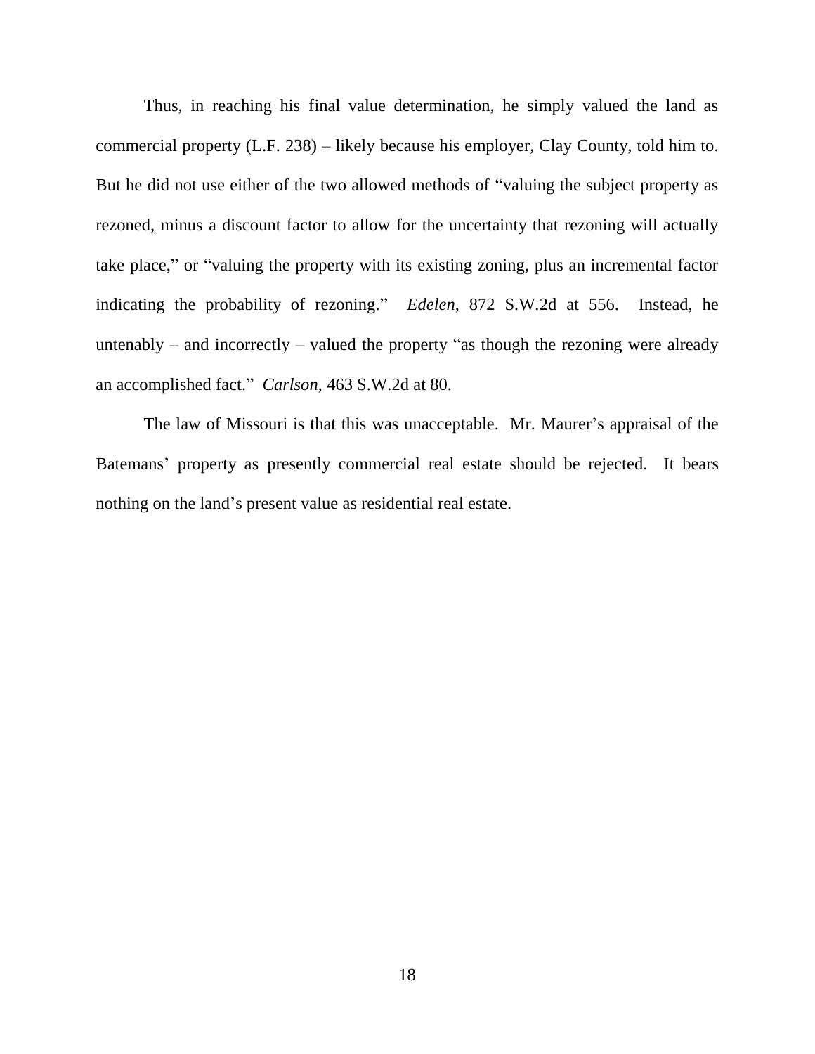Thus, in reaching his final value determination, he simply valued the land as commercial property (L.F. 238) – likely because his employer, Clay County, told him to. But he did not use either of the two allowed methods of "valuing the subject property as rezoned, minus a discount factor to allow for the uncertainty that rezoning will actually take place," or "valuing the property with its existing zoning, plus an incremental factor indicating the probability of rezoning." *Edelen*, 872 S.W.2d at 556. Instead, he untenably – and incorrectly – valued the property "as though the rezoning were already an accomplished fact." *Carlson*, 463 S.W.2d at 80.

The law of Missouri is that this was unacceptable. Mr. Maurer's appraisal of the Batemans' property as presently commercial real estate should be rejected. It bears nothing on the land's present value as residential real estate.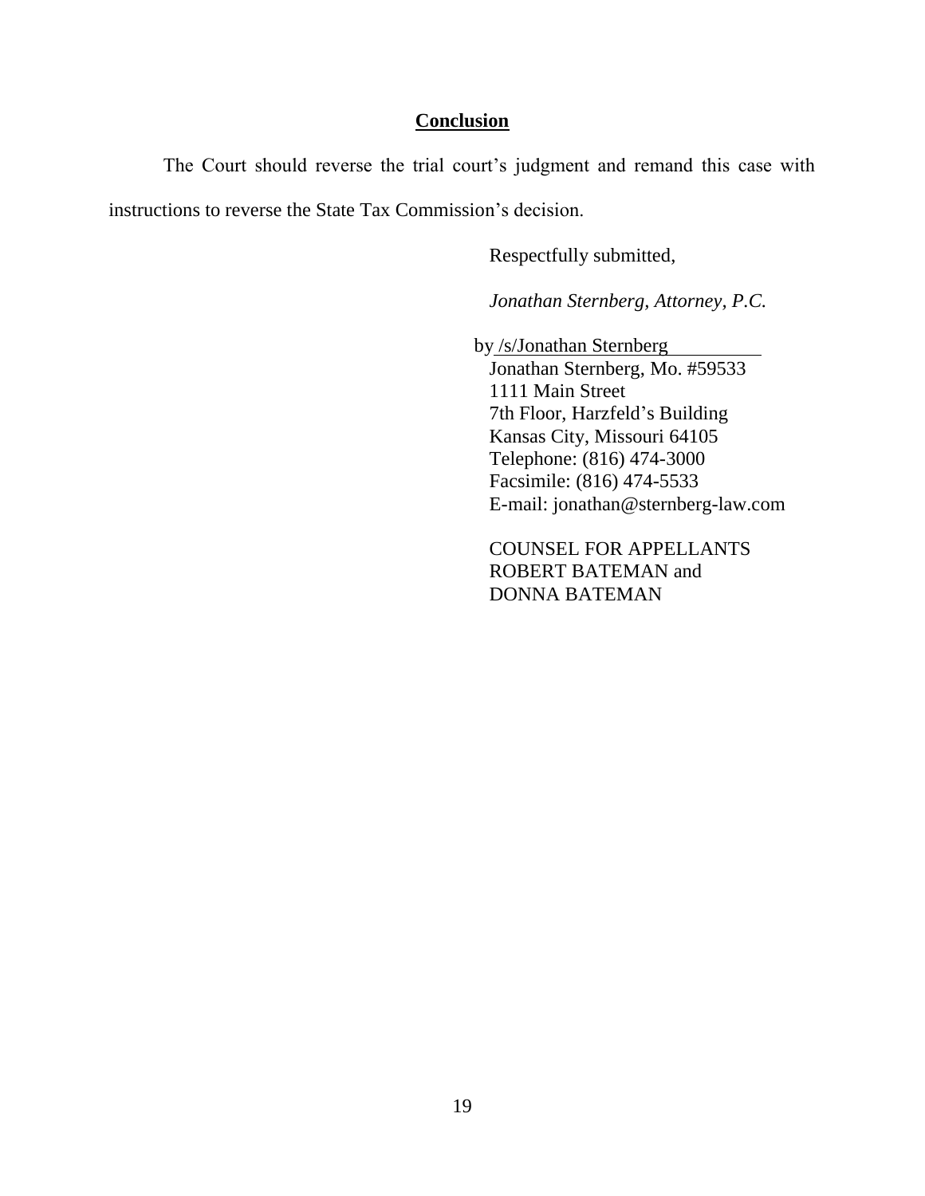## Conclusion

The Court should reverse the trial court's judgment and remand this case with instructions to reverse the State Tax Commission's decision.

Respectfully submitted,

*Jonathan Sternberg, Attorney, P.C.*

by /s/Jonathan Sternberg  
Jonathan Sternberg, Mo. #59533  
1111 Main Street  
7th Floor, Harzfeld's Building  
Kansas City, Missouri 64105  
Telephone: (816) 474-3000  
Facsimile: (816) 474-5533  
E-mail: jonathan@sternberg-law.com

COUNSEL FOR APPELLANTS  
ROBERT BATEMAN and  
DONNA BATEMAN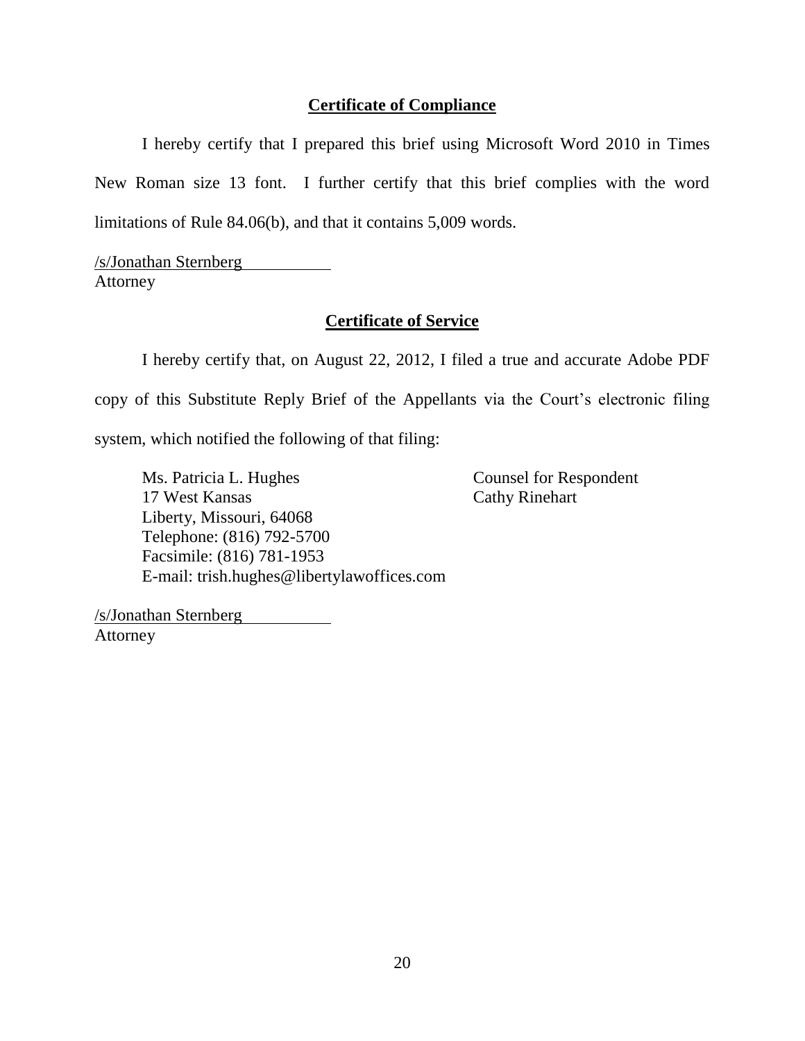**Certificate of Compliance**

I hereby certify that I prepared this brief using Microsoft Word 2010 in Times New Roman size 13 font. I further certify that this brief complies with the word limitations of Rule 84.06(b), and that it contains 5,009 words.

/s/Jonathan Sternberg
Attorney

**Certificate of Service**

I hereby certify that, on August 22, 2012, I filed a true and accurate Adobe PDF copy of this Substitute Reply Brief of the Appellants via the Court's electronic filing system, which notified the following of that filing:

Ms. Patricia L. Hughes
17 West Kansas
Liberty, Missouri, 64068
Telephone: (816) 792-5700
Facsimile: (816) 781-1953
E-mail: trish.hughes@libertylawoffices.com

Counsel for Respondent
Cathy Rinehart

/s/Jonathan Sternberg
Attorney